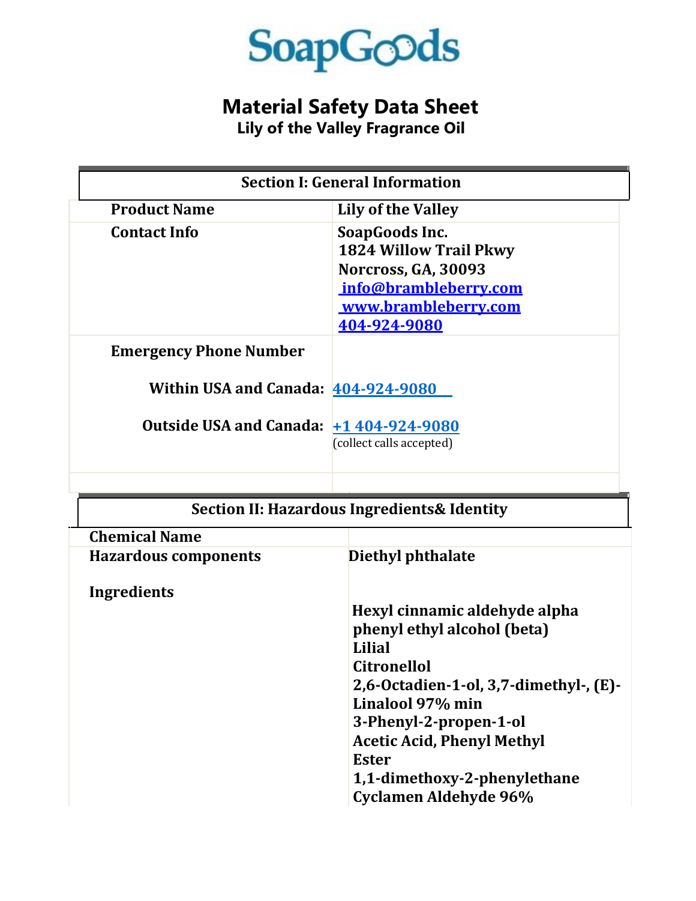SoapGoods

# Material Safety Data Sheet

## Lily of the Valley Fragrance Oil

| Section I: General Information | |
|---|---|
| **Product Name** | **Lily of the Valley** |
| **Contact Info** | **SoapGoods Inc.**<br>**1824 Willow Trail Pkwy**<br>**Norcross, GA, 30093**<br>**info@brambleberry.com**<br>**www.brambleberry.com**<br>**404-924-9080** |
| **Emergency Phone Number** | |
| **Within USA and Canada:** | **404-924-9080** |
| **Outside USA and Canada:** | **+1 404-924-9080**<br>(collect calls accepted) |
| | |

| Section II: Hazardous Ingredients& Identity | |
|---|---|
| **Chemical Name** | |
| **Hazardous components** | **Diethyl phthalate** |
| **Ingredients** | **Hexyl cinnamic aldehyde alpha**<br>**phenyl ethyl alcohol (beta)**<br>**Lilial**<br>**Citronellol**<br>**2,6-Octadien-1-ol, 3,7-dimethyl-, (E)-**<br>**Linalool 97% min**<br>**3-Phenyl-2-propen-1-ol**<br>**Acetic Acid, Phenyl Methyl Ester**<br>**1,1-dimethoxy-2-phenylethane**<br>**Cyclamen Aldehyde 96%** |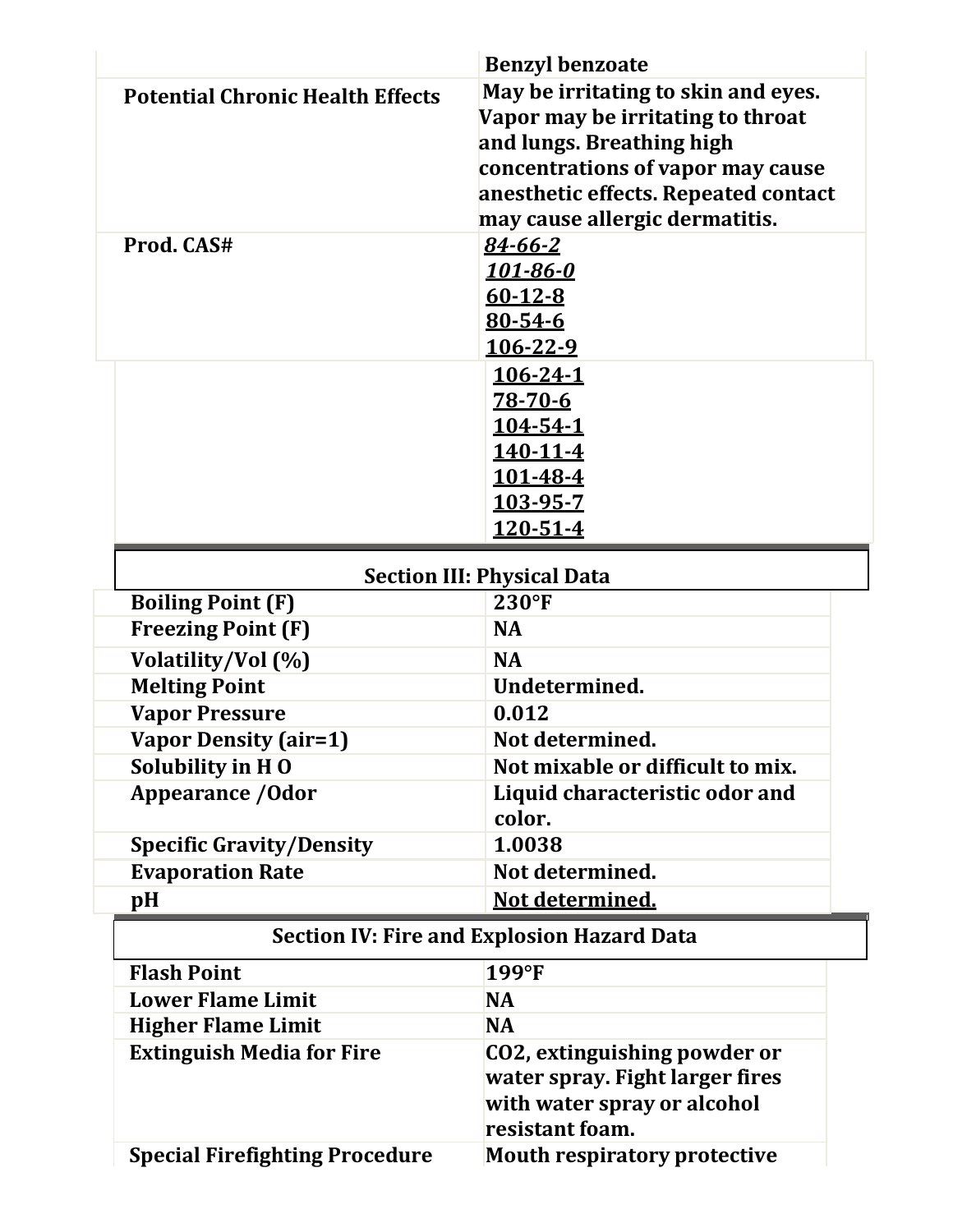| | |
|---|---|
| | Benzyl benzoate |
| **Potential Chronic Health Effects** | **May be irritating to skin and eyes. Vapor may be irritating to throat and lungs. Breathing high concentrations of vapor may cause anesthetic effects. Repeated contact may cause allergic dermatitis.** |
| **Prod. CAS#** | ***84-66-2***<br>***101-86-0***<br>**60-12-8**<br>**80-54-6**<br>**106-22-9**<br>**106-24-1**<br>**78-70-6**<br>**104-54-1**<br>**140-11-4**<br>**101-48-4**<br>**103-95-7**<br>**120-51-4** |

## Section III: Physical Data

| | |
|---|---|
| **Boiling Point (F)** | **230°F** |
| **Freezing Point (F)** | **NA** |
| **Volatility/Vol (%)** | **NA** |
| **Melting Point** | **Undetermined.** |
| **Vapor Pressure** | **0.012** |
| **Vapor Density (air=1)** | **Not determined.** |
| **Solubility in H O** | **Not mixable or difficult to mix.** |
| **Appearance /Odor** | **Liquid characteristic odor and color.** |
| **Specific Gravity/Density** | **1.0038** |
| **Evaporation Rate** | **Not determined.** |
| **pH** | **Not determined.** |

## Section IV: Fire and Explosion Hazard Data

| | |
|---|---|
| **Flash Point** | **199°F** |
| **Lower Flame Limit** | **NA** |
| **Higher Flame Limit** | **NA** |
| **Extinguish Media for Fire** | **CO2, extinguishing powder or water spray. Fight larger fires with water spray or alcohol resistant foam.** |
| **Special Firefighting Procedure** | **Mouth respiratory protective** |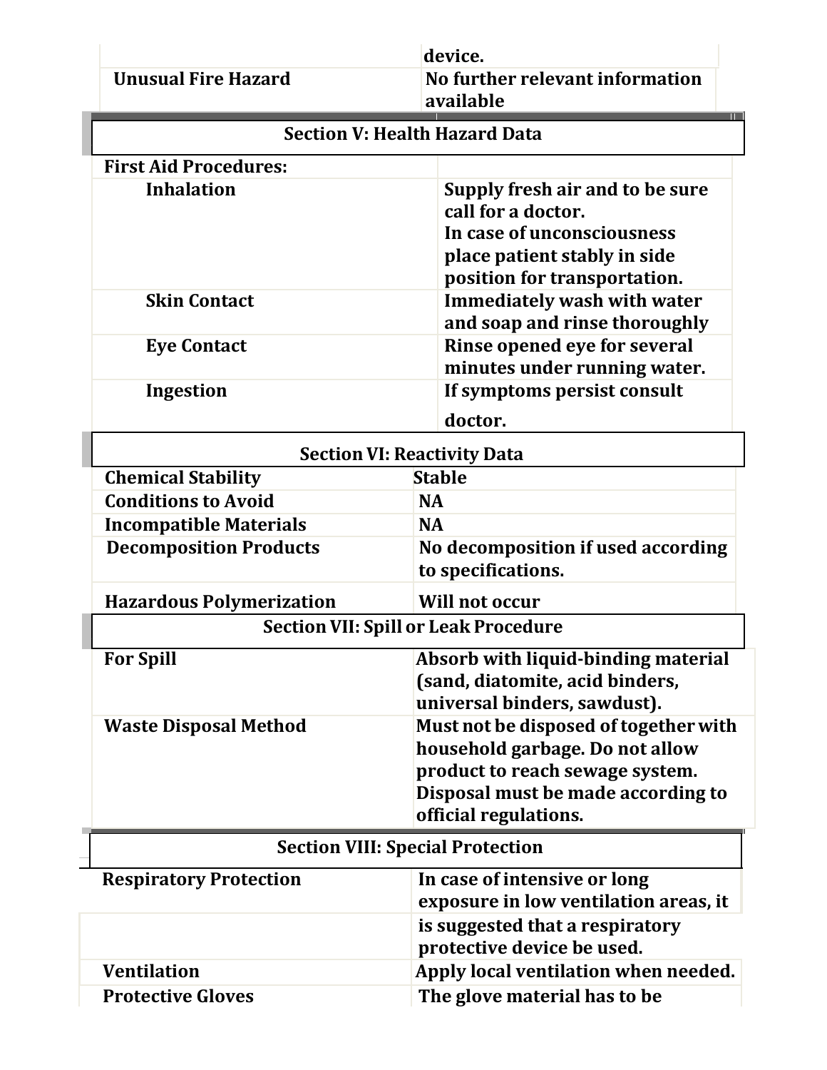| | device. |
|---|---|
| Unusual Fire Hazard | No further relevant information available |

## Section V: Health Hazard Data

| First Aid Procedures: | |
|---|---|
| Inhalation | Supply fresh air and to be sure call for a doctor. In case of unconsciousness place patient stably in side position for transportation. |
| Skin Contact | Immediately wash with water and soap and rinse thoroughly |
| Eye Contact | Rinse opened eye for several minutes under running water. |
| Ingestion | If symptoms persist consult doctor. |

## Section VI: Reactivity Data

| Chemical Stability | Stable |
|---|---|
| Conditions to Avoid | NA |
| Incompatible Materials | NA |
| Decomposition Products | No decomposition if used according to specifications. |
| Hazardous Polymerization | Will not occur |

## Section VII: Spill or Leak Procedure

| For Spill | Absorb with liquid-binding material (sand, diatomite, acid binders, universal binders, sawdust). |
|---|---|
| Waste Disposal Method | Must not be disposed of together with household garbage. Do not allow product to reach sewage system. Disposal must be made according to official regulations. |

## Section VIII: Special Protection

| Respiratory Protection | In case of intensive or long exposure in low ventilation areas, it is suggested that a respiratory protective device be used. |
|---|---|
| Ventilation | Apply local ventilation when needed. |
| Protective Gloves | The glove material has to be |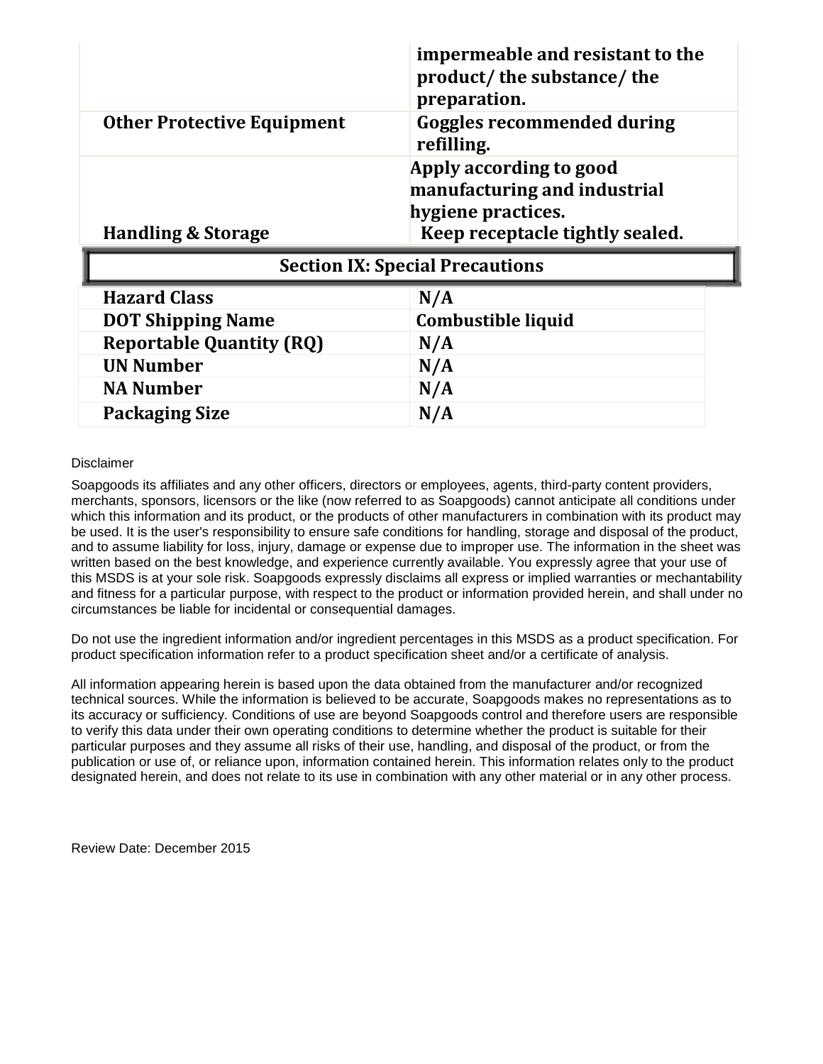| | |
|---|---|
| | **impermeable and resistant to the product/ the substance/ the preparation.** |
| **Other Protective Equipment** | **Goggles recommended during refilling.** |
| **Handling & Storage** | **Apply according to good manufacturing and industrial hygiene practices. Keep receptacle tightly sealed.** |

## Section IX: Special Precautions

| | |
|---|---|
| **Hazard Class** | **N/A** |
| **DOT Shipping Name** | **Combustible liquid** |
| **Reportable Quantity (RQ)** | **N/A** |
| **UN Number** | **N/A** |
| **NA Number** | **N/A** |
| **Packaging Size** | **N/A** |

Disclaimer

Soapgoods its affiliates and any other officers, directors or employees, agents, third-party content providers, merchants, sponsors, licensors or the like (now referred to as Soapgoods) cannot anticipate all conditions under which this information and its product, or the products of other manufacturers in combination with its product may be used. It is the user's responsibility to ensure safe conditions for handling, storage and disposal of the product, and to assume liability for loss, injury, damage or expense due to improper use. The information in the sheet was written based on the best knowledge, and experience currently available. You expressly agree that your use of this MSDS is at your sole risk. Soapgoods expressly disclaims all express or implied warranties or mechantability and fitness for a particular purpose, with respect to the product or information provided herein, and shall under no circumstances be liable for incidental or consequential damages.

Do not use the ingredient information and/or ingredient percentages in this MSDS as a product specification. For product specification information refer to a product specification sheet and/or a certificate of analysis.

All information appearing herein is based upon the data obtained from the manufacturer and/or recognized technical sources. While the information is believed to be accurate, Soapgoods makes no representations as to its accuracy or sufficiency. Conditions of use are beyond Soapgoods control and therefore users are responsible to verify this data under their own operating conditions to determine whether the product is suitable for their particular purposes and they assume all risks of their use, handling, and disposal of the product, or from the publication or use of, or reliance upon, information contained herein. This information relates only to the product designated herein, and does not relate to its use in combination with any other material or in any other process.

Review Date: December 2015